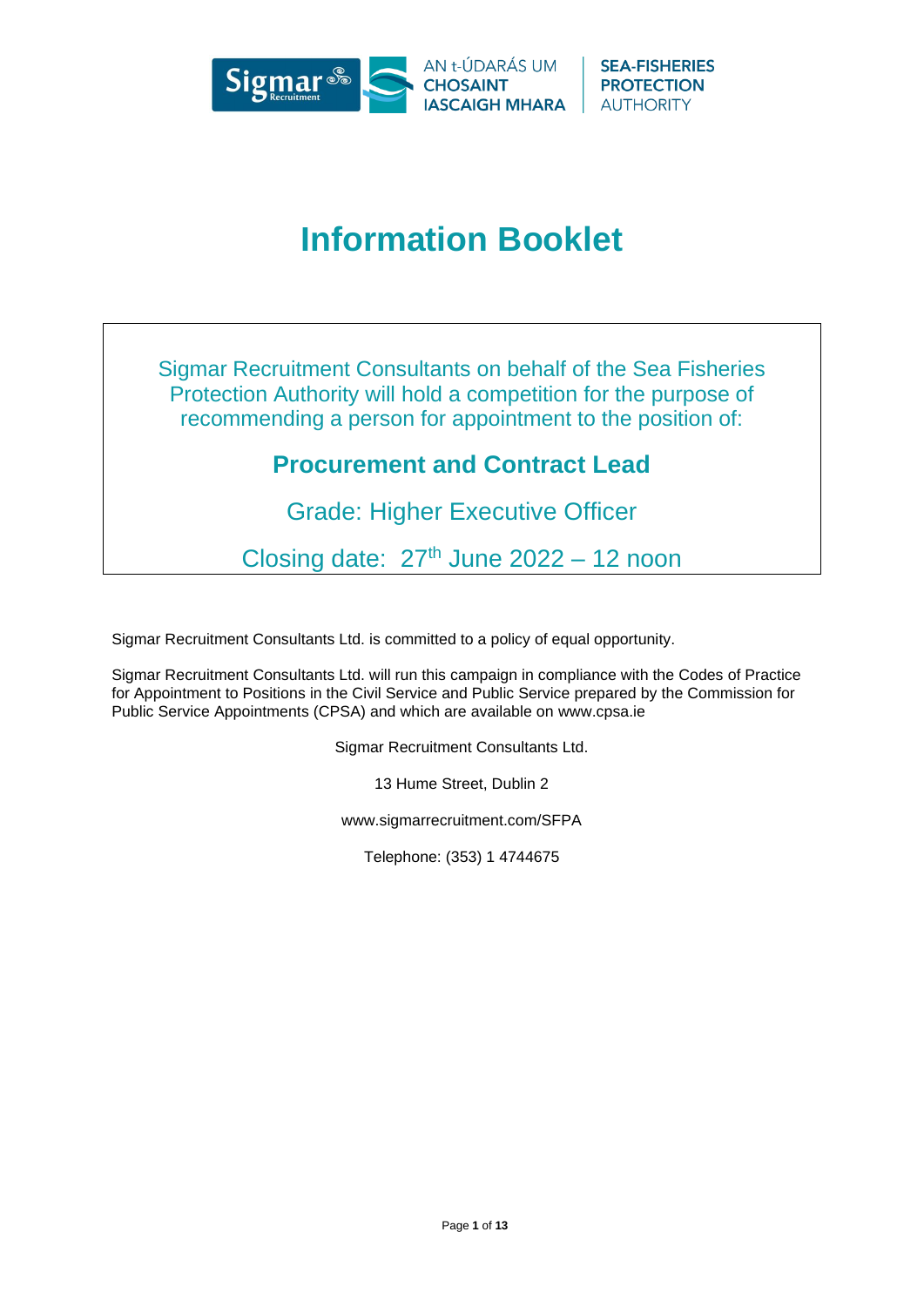# Information Booklet

Sigmar Recruitment Consultants on behalf of the Sea Fisheries Protection Authority will hold a competition for the purpose of recommending a person for appointment to the position of:

## Procurement and Contract Lead

Grade: Higher Executive Officer

Closing date: 27th June 2022 – 12 noon

Sigmar Recruitment Consultants Ltd. is committed to a policy of equal opportunity.

Sigmar Recruitment Consultants Ltd. will run this campaign in compliance with the Codes of Practice for Appointment to Positions in the Civil Service and Public Service prepared by the Commission for Public Service Appointments (CPSA) and which are available on www.cpsa.ie

Sigmar Recruitment Consultants Ltd.

13 Hume Street, Dublin 2

www.sigmarrecruitment.com/SFPA

Telephone: (353) 1 4744675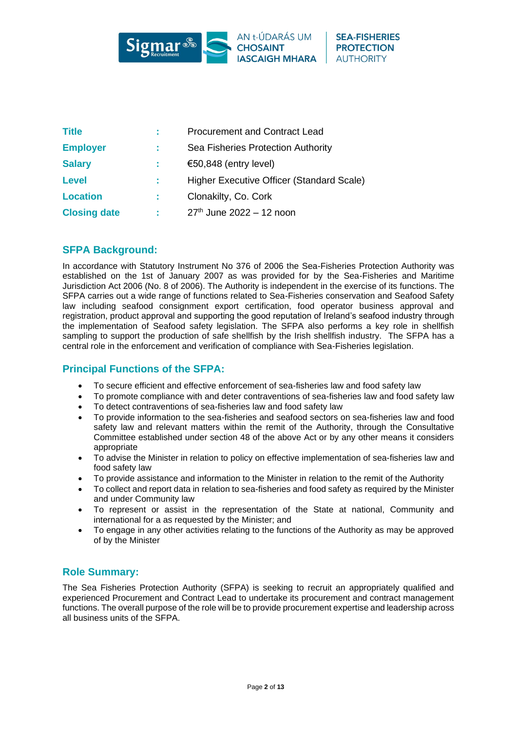| | | |
|---|---|---|
| **Title** | : | Procurement and Contract Lead |
| **Employer** | : | Sea Fisheries Protection Authority |
| **Salary** | : | €50,848 (entry level) |
| **Level** | : | Higher Executive Officer (Standard Scale) |
| **Location** | : | Clonakilty, Co. Cork |
| **Closing date** | : | 27th June 2022 – 12 noon |

## SFPA Background:

In accordance with Statutory Instrument No 376 of 2006 the Sea-Fisheries Protection Authority was established on the 1st of January 2007 as was provided for by the Sea-Fisheries and Maritime Jurisdiction Act 2006 (No. 8 of 2006). The Authority is independent in the exercise of its functions. The SFPA carries out a wide range of functions related to Sea-Fisheries conservation and Seafood Safety law including seafood consignment export certification, food operator business approval and registration, product approval and supporting the good reputation of Ireland's seafood industry through the implementation of Seafood safety legislation. The SFPA also performs a key role in shellfish sampling to support the production of safe shellfish by the Irish shellfish industry. The SFPA has a central role in the enforcement and verification of compliance with Sea-Fisheries legislation.

## Principal Functions of the SFPA:

- To secure efficient and effective enforcement of sea-fisheries law and food safety law
- To promote compliance with and deter contraventions of sea-fisheries law and food safety law
- To detect contraventions of sea-fisheries law and food safety law
- To provide information to the sea-fisheries and seafood sectors on sea-fisheries law and food safety law and relevant matters within the remit of the Authority, through the Consultative Committee established under section 48 of the above Act or by any other means it considers appropriate
- To advise the Minister in relation to policy on effective implementation of sea-fisheries law and food safety law
- To provide assistance and information to the Minister in relation to the remit of the Authority
- To collect and report data in relation to sea-fisheries and food safety as required by the Minister and under Community law
- To represent or assist in the representation of the State at national, Community and international for a as requested by the Minister; and
- To engage in any other activities relating to the functions of the Authority as may be approved of by the Minister

## Role Summary:

The Sea Fisheries Protection Authority (SFPA) is seeking to recruit an appropriately qualified and experienced Procurement and Contract Lead to undertake its procurement and contract management functions. The overall purpose of the role will be to provide procurement expertise and leadership across all business units of the SFPA.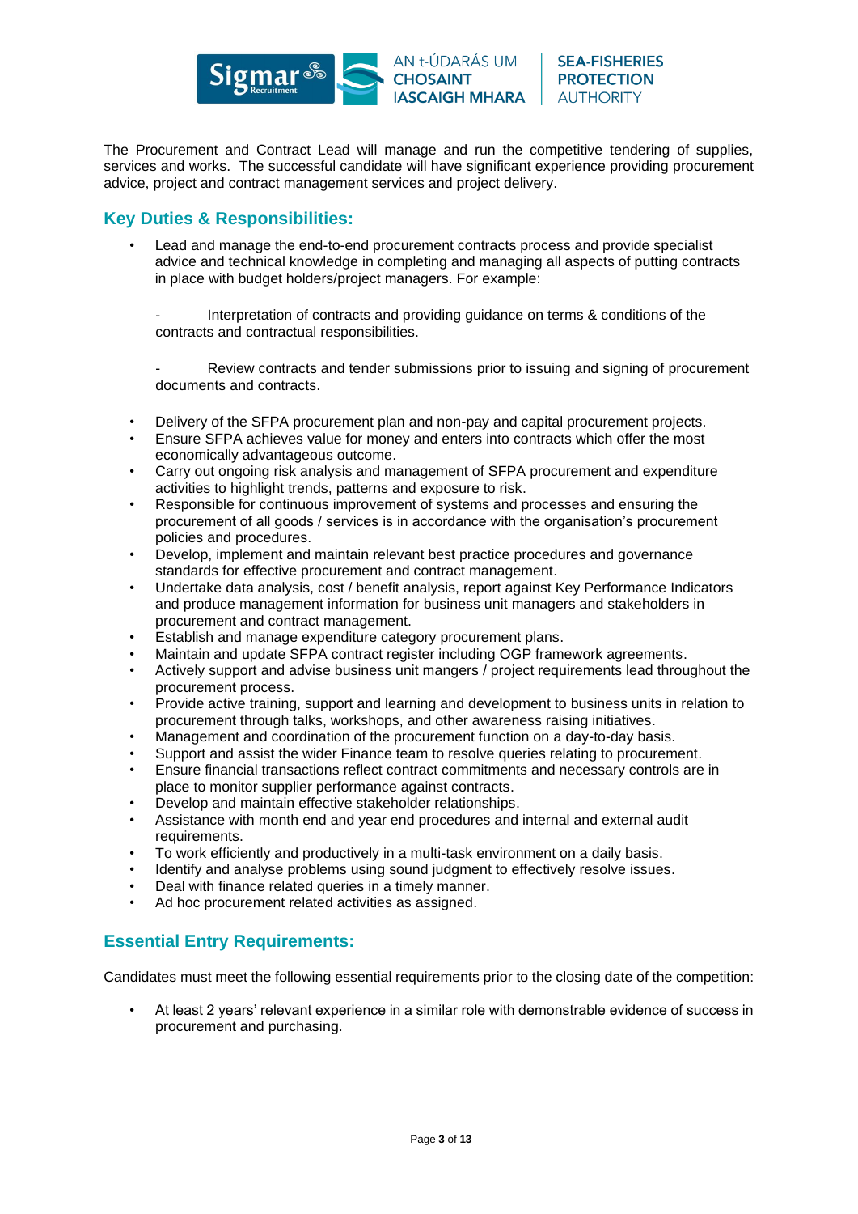The Procurement and Contract Lead will manage and run the competitive tendering of supplies, services and works. The successful candidate will have significant experience providing procurement advice, project and contract management services and project delivery.

## Key Duties & Responsibilities:

- Lead and manage the end-to-end procurement contracts process and provide specialist advice and technical knowledge in completing and managing all aspects of putting contracts in place with budget holders/project managers. For example:

  - Interpretation of contracts and providing guidance on terms & conditions of the contracts and contractual responsibilities.

  - Review contracts and tender submissions prior to issuing and signing of procurement documents and contracts.

- Delivery of the SFPA procurement plan and non-pay and capital procurement projects.
- Ensure SFPA achieves value for money and enters into contracts which offer the most economically advantageous outcome.
- Carry out ongoing risk analysis and management of SFPA procurement and expenditure activities to highlight trends, patterns and exposure to risk.
- Responsible for continuous improvement of systems and processes and ensuring the procurement of all goods / services is in accordance with the organisation's procurement policies and procedures.
- Develop, implement and maintain relevant best practice procedures and governance standards for effective procurement and contract management.
- Undertake data analysis, cost / benefit analysis, report against Key Performance Indicators and produce management information for business unit managers and stakeholders in procurement and contract management.
- Establish and manage expenditure category procurement plans.
- Maintain and update SFPA contract register including OGP framework agreements.
- Actively support and advise business unit mangers / project requirements lead throughout the procurement process.
- Provide active training, support and learning and development to business units in relation to procurement through talks, workshops, and other awareness raising initiatives.
- Management and coordination of the procurement function on a day-to-day basis.
- Support and assist the wider Finance team to resolve queries relating to procurement.
- Ensure financial transactions reflect contract commitments and necessary controls are in place to monitor supplier performance against contracts.
- Develop and maintain effective stakeholder relationships.
- Assistance with month end and year end procedures and internal and external audit requirements.
- To work efficiently and productively in a multi-task environment on a daily basis.
- Identify and analyse problems using sound judgment to effectively resolve issues.
- Deal with finance related queries in a timely manner.
- Ad hoc procurement related activities as assigned.

## Essential Entry Requirements:

Candidates must meet the following essential requirements prior to the closing date of the competition:

- At least 2 years' relevant experience in a similar role with demonstrable evidence of success in procurement and purchasing.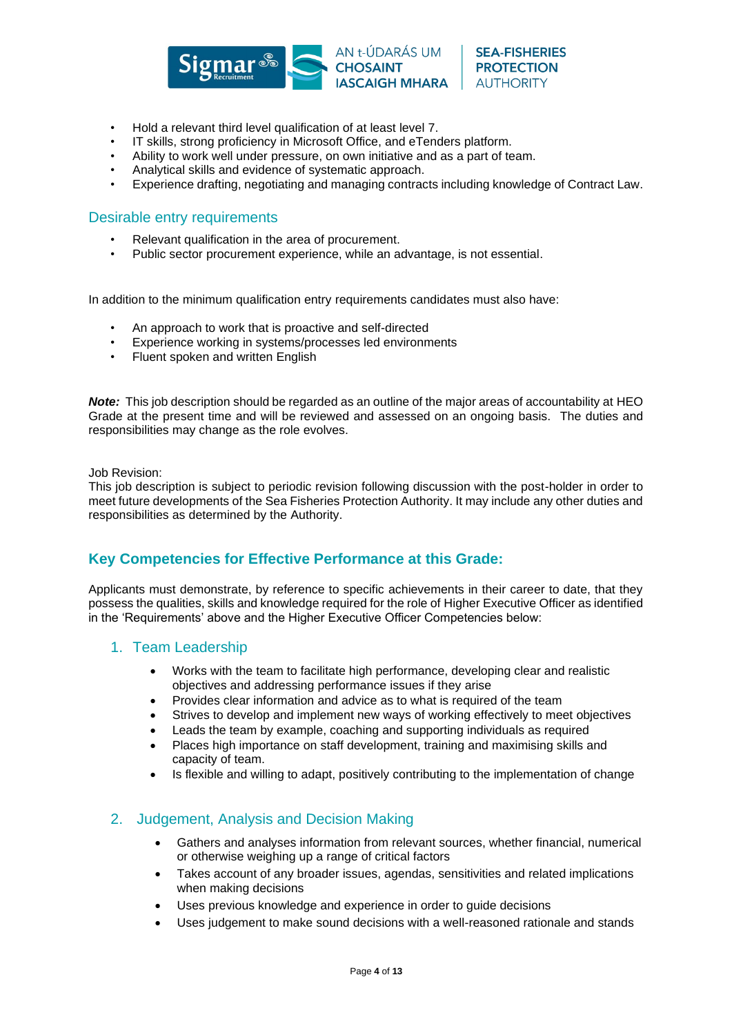- Hold a relevant third level qualification of at least level 7.
- IT skills, strong proficiency in Microsoft Office, and eTenders platform.
- Ability to work well under pressure, on own initiative and as a part of team.
- Analytical skills and evidence of systematic approach.
- Experience drafting, negotiating and managing contracts including knowledge of Contract Law.

## Desirable entry requirements

- Relevant qualification in the area of procurement.
- Public sector procurement experience, while an advantage, is not essential.

In addition to the minimum qualification entry requirements candidates must also have:

- An approach to work that is proactive and self-directed
- Experience working in systems/processes led environments
- Fluent spoken and written English

***Note:*** This job description should be regarded as an outline of the major areas of accountability at HEO Grade at the present time and will be reviewed and assessed on an ongoing basis. The duties and responsibilities may change as the role evolves.

Job Revision:
This job description is subject to periodic revision following discussion with the post-holder in order to meet future developments of the Sea Fisheries Protection Authority. It may include any other duties and responsibilities as determined by the Authority.

## Key Competencies for Effective Performance at this Grade:

Applicants must demonstrate, by reference to specific achievements in their career to date, that they possess the qualities, skills and knowledge required for the role of Higher Executive Officer as identified in the 'Requirements' above and the Higher Executive Officer Competencies below:

### 1. Team Leadership

- Works with the team to facilitate high performance, developing clear and realistic objectives and addressing performance issues if they arise
- Provides clear information and advice as to what is required of the team
- Strives to develop and implement new ways of working effectively to meet objectives
- Leads the team by example, coaching and supporting individuals as required
- Places high importance on staff development, training and maximising skills and capacity of team.
- Is flexible and willing to adapt, positively contributing to the implementation of change

### 2. Judgement, Analysis and Decision Making

- Gathers and analyses information from relevant sources, whether financial, numerical or otherwise weighing up a range of critical factors
- Takes account of any broader issues, agendas, sensitivities and related implications when making decisions
- Uses previous knowledge and experience in order to guide decisions
- Uses judgement to make sound decisions with a well-reasoned rationale and stands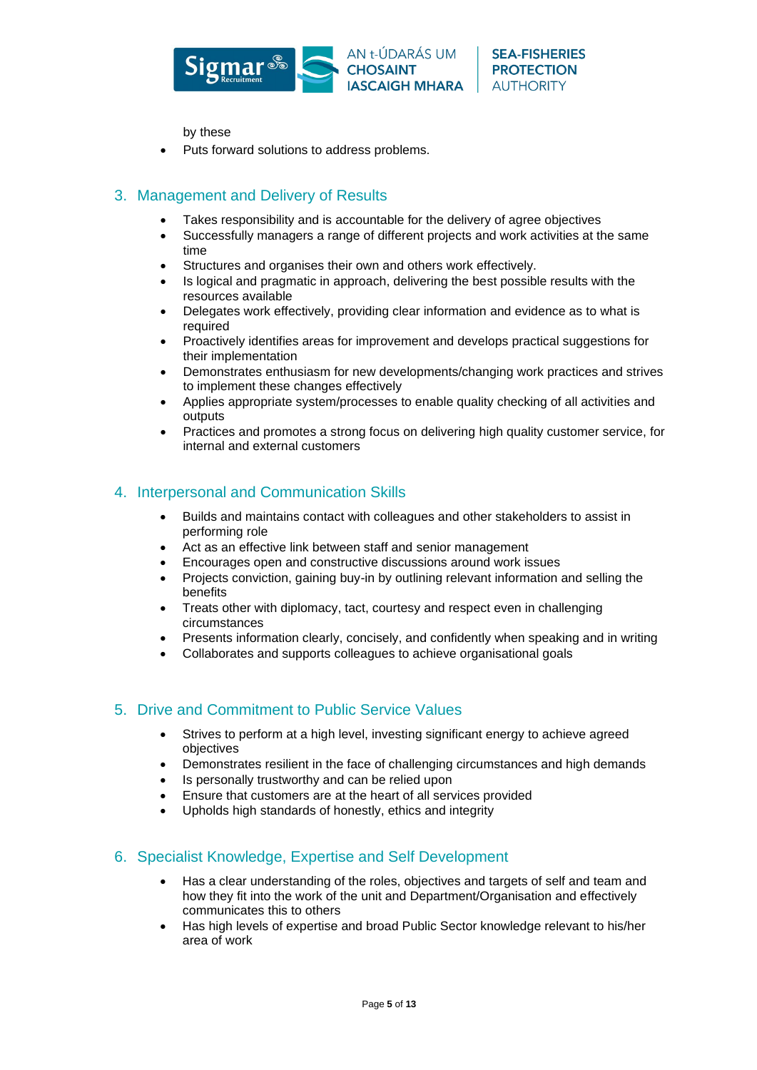by these

- Puts forward solutions to address problems.

## 3. Management and Delivery of Results

- Takes responsibility and is accountable for the delivery of agree objectives
- Successfully managers a range of different projects and work activities at the same time
- Structures and organises their own and others work effectively.
- Is logical and pragmatic in approach, delivering the best possible results with the resources available
- Delegates work effectively, providing clear information and evidence as to what is required
- Proactively identifies areas for improvement and develops practical suggestions for their implementation
- Demonstrates enthusiasm for new developments/changing work practices and strives to implement these changes effectively
- Applies appropriate system/processes to enable quality checking of all activities and outputs
- Practices and promotes a strong focus on delivering high quality customer service, for internal and external customers

## 4. Interpersonal and Communication Skills

- Builds and maintains contact with colleagues and other stakeholders to assist in performing role
- Act as an effective link between staff and senior management
- Encourages open and constructive discussions around work issues
- Projects conviction, gaining buy-in by outlining relevant information and selling the benefits
- Treats other with diplomacy, tact, courtesy and respect even in challenging circumstances
- Presents information clearly, concisely, and confidently when speaking and in writing
- Collaborates and supports colleagues to achieve organisational goals

## 5. Drive and Commitment to Public Service Values

- Strives to perform at a high level, investing significant energy to achieve agreed objectives
- Demonstrates resilient in the face of challenging circumstances and high demands
- Is personally trustworthy and can be relied upon
- Ensure that customers are at the heart of all services provided
- Upholds high standards of honestly, ethics and integrity

## 6. Specialist Knowledge, Expertise and Self Development

- Has a clear understanding of the roles, objectives and targets of self and team and how they fit into the work of the unit and Department/Organisation and effectively communicates this to others
- Has high levels of expertise and broad Public Sector knowledge relevant to his/her area of work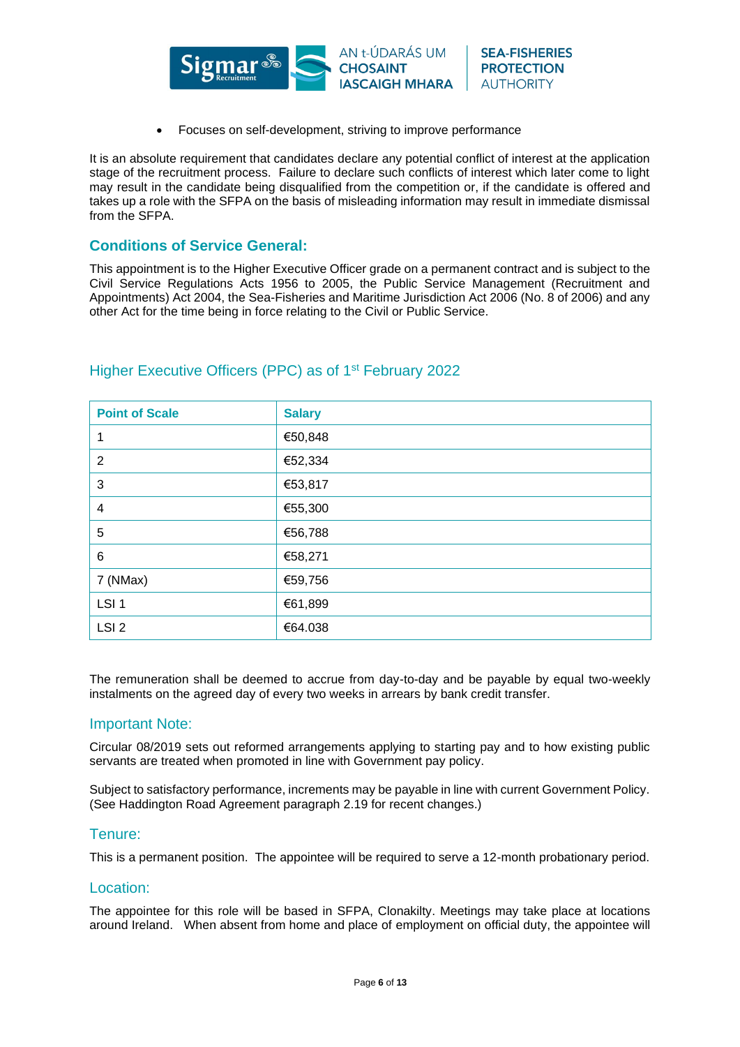- Focuses on self-development, striving to improve performance

It is an absolute requirement that candidates declare any potential conflict of interest at the application stage of the recruitment process. Failure to declare such conflicts of interest which later come to light may result in the candidate being disqualified from the competition or, if the candidate is offered and takes up a role with the SFPA on the basis of misleading information may result in immediate dismissal from the SFPA.

## Conditions of Service General:

This appointment is to the Higher Executive Officer grade on a permanent contract and is subject to the Civil Service Regulations Acts 1956 to 2005, the Public Service Management (Recruitment and Appointments) Act 2004, the Sea-Fisheries and Maritime Jurisdiction Act 2006 (No. 8 of 2006) and any other Act for the time being in force relating to the Civil or Public Service.

## Higher Executive Officers (PPC) as of 1st February 2022

| Point of Scale | Salary |
|---|---|
| 1 | €50,848 |
| 2 | €52,334 |
| 3 | €53,817 |
| 4 | €55,300 |
| 5 | €56,788 |
| 6 | €58,271 |
| 7 (NMax) | €59,756 |
| LSI 1 | €61,899 |
| LSI 2 | €64.038 |

The remuneration shall be deemed to accrue from day-to-day and be payable by equal two-weekly instalments on the agreed day of every two weeks in arrears by bank credit transfer.

## Important Note:

Circular 08/2019 sets out reformed arrangements applying to starting pay and to how existing public servants are treated when promoted in line with Government pay policy.

Subject to satisfactory performance, increments may be payable in line with current Government Policy. (See Haddington Road Agreement paragraph 2.19 for recent changes.)

## Tenure:

This is a permanent position. The appointee will be required to serve a 12-month probationary period.

## Location:

The appointee for this role will be based in SFPA, Clonakilty. Meetings may take place at locations around Ireland. When absent from home and place of employment on official duty, the appointee will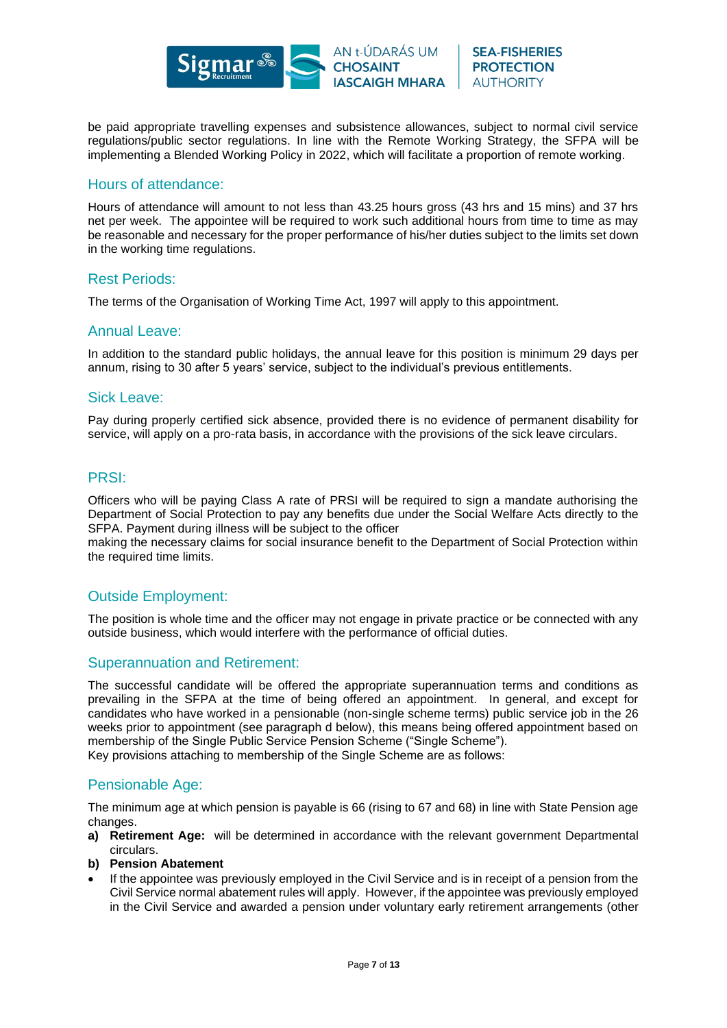be paid appropriate travelling expenses and subsistence allowances, subject to normal civil service regulations/public sector regulations. In line with the Remote Working Strategy, the SFPA will be implementing a Blended Working Policy in 2022, which will facilitate a proportion of remote working.

## Hours of attendance:

Hours of attendance will amount to not less than 43.25 hours gross (43 hrs and 15 mins) and 37 hrs net per week. The appointee will be required to work such additional hours from time to time as may be reasonable and necessary for the proper performance of his/her duties subject to the limits set down in the working time regulations.

## Rest Periods:

The terms of the Organisation of Working Time Act, 1997 will apply to this appointment.

## Annual Leave:

In addition to the standard public holidays, the annual leave for this position is minimum 29 days per annum, rising to 30 after 5 years' service, subject to the individual's previous entitlements.

## Sick Leave:

Pay during properly certified sick absence, provided there is no evidence of permanent disability for service, will apply on a pro-rata basis, in accordance with the provisions of the sick leave circulars.

## PRSI:

Officers who will be paying Class A rate of PRSI will be required to sign a mandate authorising the Department of Social Protection to pay any benefits due under the Social Welfare Acts directly to the SFPA. Payment during illness will be subject to the officer
making the necessary claims for social insurance benefit to the Department of Social Protection within the required time limits.

## Outside Employment:

The position is whole time and the officer may not engage in private practice or be connected with any outside business, which would interfere with the performance of official duties.

## Superannuation and Retirement:

The successful candidate will be offered the appropriate superannuation terms and conditions as prevailing in the SFPA at the time of being offered an appointment. In general, and except for candidates who have worked in a pensionable (non-single scheme terms) public service job in the 26 weeks prior to appointment (see paragraph d below), this means being offered appointment based on membership of the Single Public Service Pension Scheme ("Single Scheme").
Key provisions attaching to membership of the Single Scheme are as follows:

## Pensionable Age:

The minimum age at which pension is payable is 66 (rising to 67 and 68) in line with State Pension age changes.

**a) Retirement Age:** will be determined in accordance with the relevant government Departmental circulars.

**b) Pension Abatement**

- If the appointee was previously employed in the Civil Service and is in receipt of a pension from the Civil Service normal abatement rules will apply. However, if the appointee was previously employed in the Civil Service and awarded a pension under voluntary early retirement arrangements (other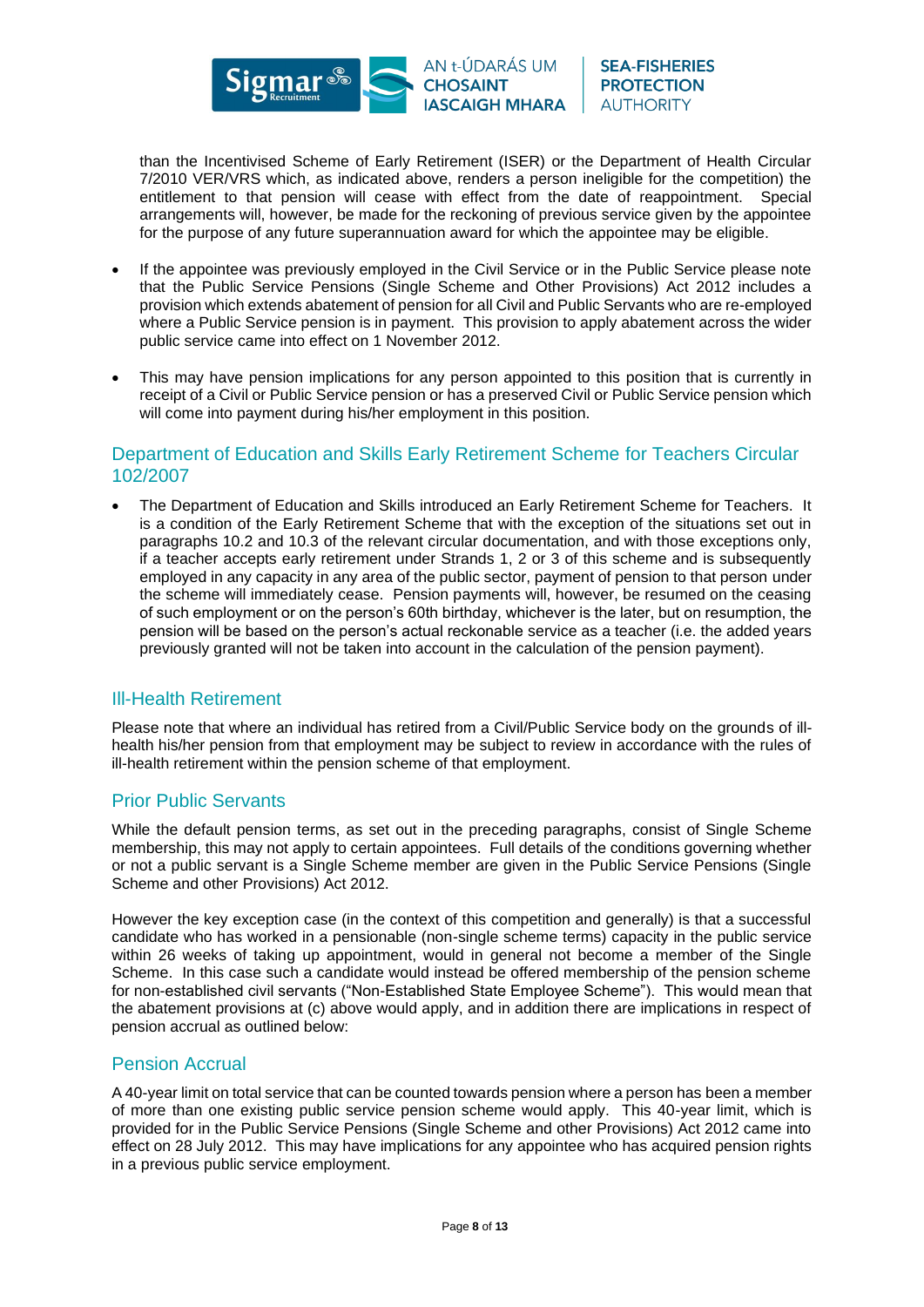than the Incentivised Scheme of Early Retirement (ISER) or the Department of Health Circular 7/2010 VER/VRS which, as indicated above, renders a person ineligible for the competition) the entitlement to that pension will cease with effect from the date of reappointment. Special arrangements will, however, be made for the reckoning of previous service given by the appointee for the purpose of any future superannuation award for which the appointee may be eligible.

- If the appointee was previously employed in the Civil Service or in the Public Service please note that the Public Service Pensions (Single Scheme and Other Provisions) Act 2012 includes a provision which extends abatement of pension for all Civil and Public Servants who are re-employed where a Public Service pension is in payment. This provision to apply abatement across the wider public service came into effect on 1 November 2012.
- This may have pension implications for any person appointed to this position that is currently in receipt of a Civil or Public Service pension or has a preserved Civil or Public Service pension which will come into payment during his/her employment in this position.

## Department of Education and Skills Early Retirement Scheme for Teachers Circular 102/2007

- The Department of Education and Skills introduced an Early Retirement Scheme for Teachers. It is a condition of the Early Retirement Scheme that with the exception of the situations set out in paragraphs 10.2 and 10.3 of the relevant circular documentation, and with those exceptions only, if a teacher accepts early retirement under Strands 1, 2 or 3 of this scheme and is subsequently employed in any capacity in any area of the public sector, payment of pension to that person under the scheme will immediately cease. Pension payments will, however, be resumed on the ceasing of such employment or on the person's 60th birthday, whichever is the later, but on resumption, the pension will be based on the person's actual reckonable service as a teacher (i.e. the added years previously granted will not be taken into account in the calculation of the pension payment).

## Ill-Health Retirement

Please note that where an individual has retired from a Civil/Public Service body on the grounds of ill-health his/her pension from that employment may be subject to review in accordance with the rules of ill-health retirement within the pension scheme of that employment.

## Prior Public Servants

While the default pension terms, as set out in the preceding paragraphs, consist of Single Scheme membership, this may not apply to certain appointees. Full details of the conditions governing whether or not a public servant is a Single Scheme member are given in the Public Service Pensions (Single Scheme and other Provisions) Act 2012.

However the key exception case (in the context of this competition and generally) is that a successful candidate who has worked in a pensionable (non-single scheme terms) capacity in the public service within 26 weeks of taking up appointment, would in general not become a member of the Single Scheme. In this case such a candidate would instead be offered membership of the pension scheme for non-established civil servants ("Non-Established State Employee Scheme"). This would mean that the abatement provisions at (c) above would apply, and in addition there are implications in respect of pension accrual as outlined below:

## Pension Accrual

A 40-year limit on total service that can be counted towards pension where a person has been a member of more than one existing public service pension scheme would apply. This 40-year limit, which is provided for in the Public Service Pensions (Single Scheme and other Provisions) Act 2012 came into effect on 28 July 2012. This may have implications for any appointee who has acquired pension rights in a previous public service employment.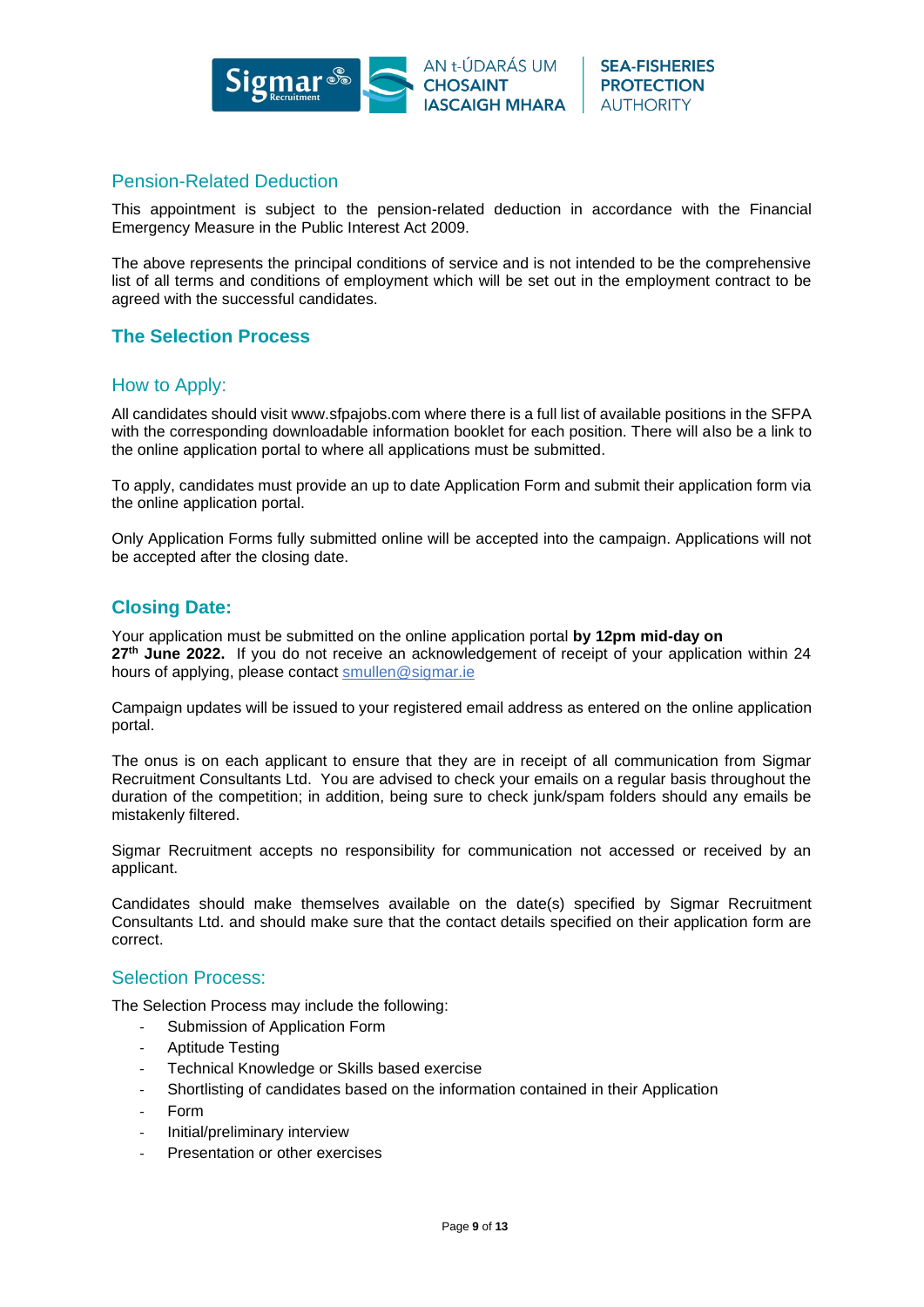## Pension-Related Deduction

This appointment is subject to the pension-related deduction in accordance with the Financial Emergency Measure in the Public Interest Act 2009.

The above represents the principal conditions of service and is not intended to be the comprehensive list of all terms and conditions of employment which will be set out in the employment contract to be agreed with the successful candidates.

## The Selection Process

### How to Apply:

All candidates should visit www.sfpajobs.com where there is a full list of available positions in the SFPA with the corresponding downloadable information booklet for each position. There will also be a link to the online application portal to where all applications must be submitted.

To apply, candidates must provide an up to date Application Form and submit their application form via the online application portal.

Only Application Forms fully submitted online will be accepted into the campaign. Applications will not be accepted after the closing date.

## Closing Date:

Your application must be submitted on the online application portal **by 12pm mid-day on 27th June 2022.** If you do not receive an acknowledgement of receipt of your application within 24 hours of applying, please contact smullen@sigmar.ie

Campaign updates will be issued to your registered email address as entered on the online application portal.

The onus is on each applicant to ensure that they are in receipt of all communication from Sigmar Recruitment Consultants Ltd. You are advised to check your emails on a regular basis throughout the duration of the competition; in addition, being sure to check junk/spam folders should any emails be mistakenly filtered.

Sigmar Recruitment accepts no responsibility for communication not accessed or received by an applicant.

Candidates should make themselves available on the date(s) specified by Sigmar Recruitment Consultants Ltd. and should make sure that the contact details specified on their application form are correct.

### Selection Process:

The Selection Process may include the following:

- Submission of Application Form
- Aptitude Testing
- Technical Knowledge or Skills based exercise
- Shortlisting of candidates based on the information contained in their Application
- Form
- Initial/preliminary interview
- Presentation or other exercises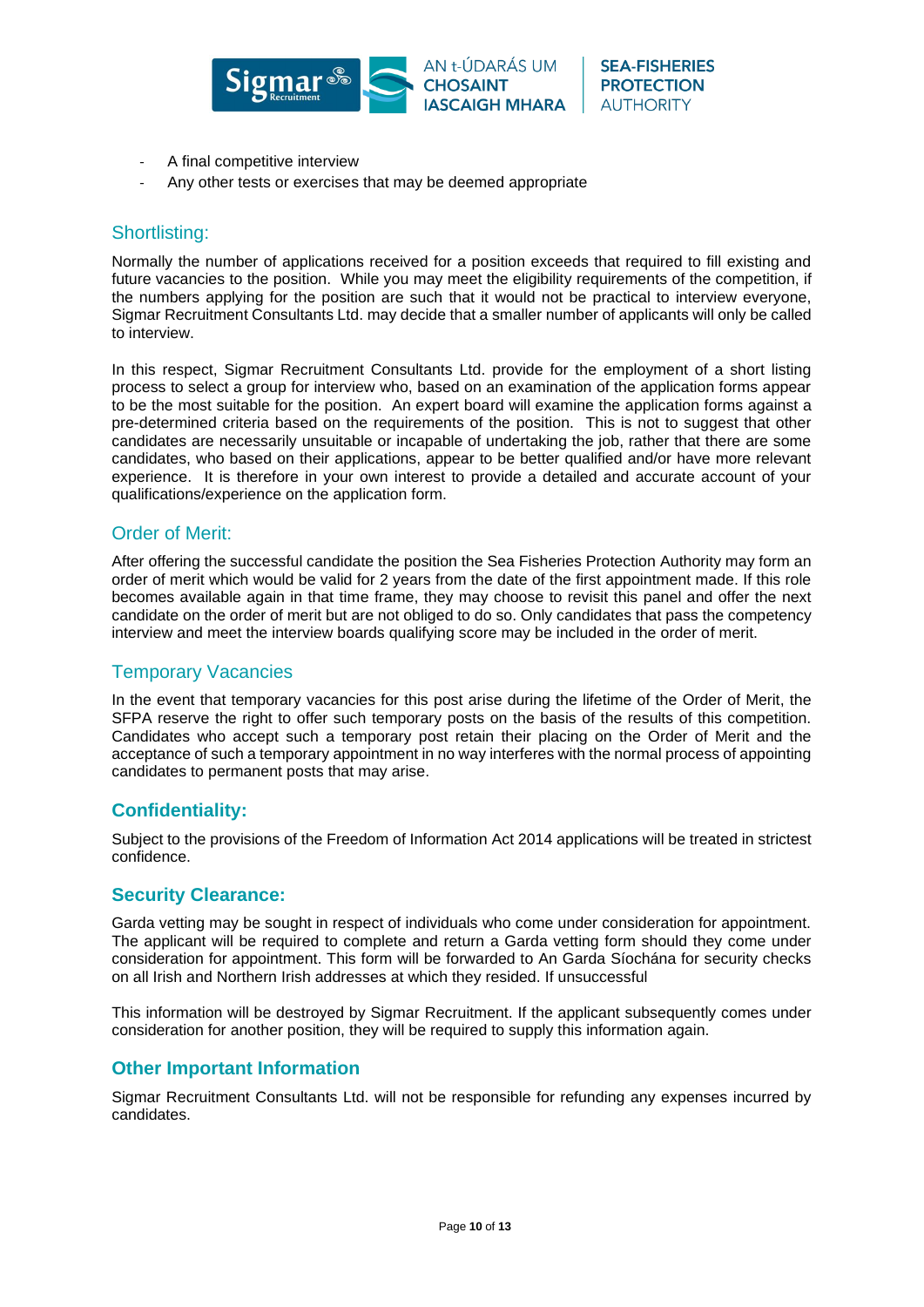- A final competitive interview
- Any other tests or exercises that may be deemed appropriate

## Shortlisting:

Normally the number of applications received for a position exceeds that required to fill existing and future vacancies to the position. While you may meet the eligibility requirements of the competition, if the numbers applying for the position are such that it would not be practical to interview everyone, Sigmar Recruitment Consultants Ltd. may decide that a smaller number of applicants will only be called to interview.

In this respect, Sigmar Recruitment Consultants Ltd. provide for the employment of a short listing process to select a group for interview who, based on an examination of the application forms appear to be the most suitable for the position. An expert board will examine the application forms against a pre-determined criteria based on the requirements of the position. This is not to suggest that other candidates are necessarily unsuitable or incapable of undertaking the job, rather that there are some candidates, who based on their applications, appear to be better qualified and/or have more relevant experience. It is therefore in your own interest to provide a detailed and accurate account of your qualifications/experience on the application form.

## Order of Merit:

After offering the successful candidate the position the Sea Fisheries Protection Authority may form an order of merit which would be valid for 2 years from the date of the first appointment made. If this role becomes available again in that time frame, they may choose to revisit this panel and offer the next candidate on the order of merit but are not obliged to do so. Only candidates that pass the competency interview and meet the interview boards qualifying score may be included in the order of merit.

## Temporary Vacancies

In the event that temporary vacancies for this post arise during the lifetime of the Order of Merit, the SFPA reserve the right to offer such temporary posts on the basis of the results of this competition. Candidates who accept such a temporary post retain their placing on the Order of Merit and the acceptance of such a temporary appointment in no way interferes with the normal process of appointing candidates to permanent posts that may arise.

## **Confidentiality:**

Subject to the provisions of the Freedom of Information Act 2014 applications will be treated in strictest confidence.

## **Security Clearance:**

Garda vetting may be sought in respect of individuals who come under consideration for appointment. The applicant will be required to complete and return a Garda vetting form should they come under consideration for appointment. This form will be forwarded to An Garda Síochána for security checks on all Irish and Northern Irish addresses at which they resided. If unsuccessful

This information will be destroyed by Sigmar Recruitment. If the applicant subsequently comes under consideration for another position, they will be required to supply this information again.

## **Other Important Information**

Sigmar Recruitment Consultants Ltd. will not be responsible for refunding any expenses incurred by candidates.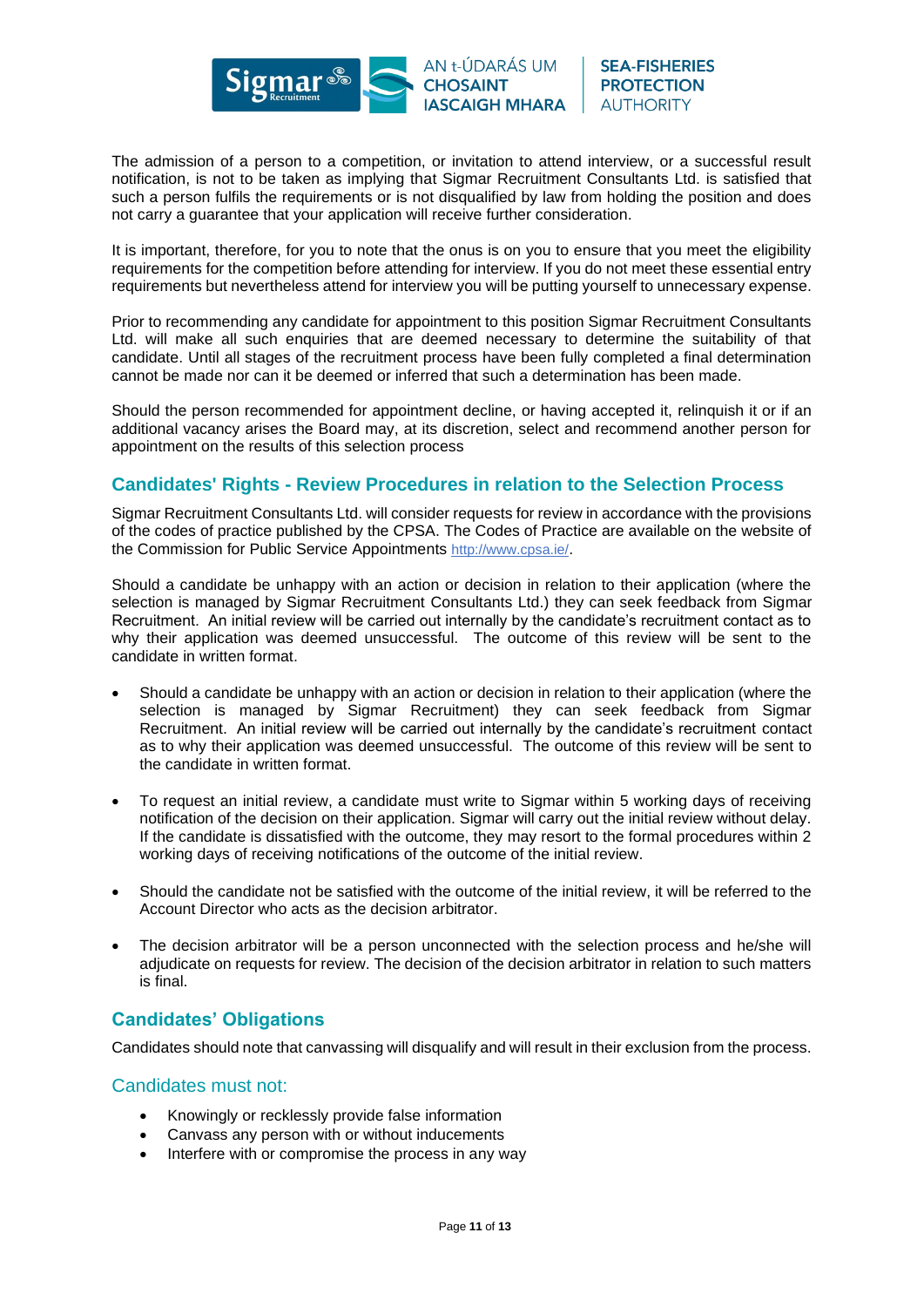The admission of a person to a competition, or invitation to attend interview, or a successful result notification, is not to be taken as implying that Sigmar Recruitment Consultants Ltd. is satisfied that such a person fulfils the requirements or is not disqualified by law from holding the position and does not carry a guarantee that your application will receive further consideration.

It is important, therefore, for you to note that the onus is on you to ensure that you meet the eligibility requirements for the competition before attending for interview. If you do not meet these essential entry requirements but nevertheless attend for interview you will be putting yourself to unnecessary expense.

Prior to recommending any candidate for appointment to this position Sigmar Recruitment Consultants Ltd. will make all such enquiries that are deemed necessary to determine the suitability of that candidate. Until all stages of the recruitment process have been fully completed a final determination cannot be made nor can it be deemed or inferred that such a determination has been made.

Should the person recommended for appointment decline, or having accepted it, relinquish it or if an additional vacancy arises the Board may, at its discretion, select and recommend another person for appointment on the results of this selection process

## Candidates' Rights - Review Procedures in relation to the Selection Process

Sigmar Recruitment Consultants Ltd. will consider requests for review in accordance with the provisions of the codes of practice published by the CPSA. The Codes of Practice are available on the website of the Commission for Public Service Appointments http://www.cpsa.ie/.

Should a candidate be unhappy with an action or decision in relation to their application (where the selection is managed by Sigmar Recruitment Consultants Ltd.) they can seek feedback from Sigmar Recruitment. An initial review will be carried out internally by the candidate's recruitment contact as to why their application was deemed unsuccessful. The outcome of this review will be sent to the candidate in written format.

- Should a candidate be unhappy with an action or decision in relation to their application (where the selection is managed by Sigmar Recruitment) they can seek feedback from Sigmar Recruitment. An initial review will be carried out internally by the candidate's recruitment contact as to why their application was deemed unsuccessful. The outcome of this review will be sent to the candidate in written format.
- To request an initial review, a candidate must write to Sigmar within 5 working days of receiving notification of the decision on their application. Sigmar will carry out the initial review without delay. If the candidate is dissatisfied with the outcome, they may resort to the formal procedures within 2 working days of receiving notifications of the outcome of the initial review.
- Should the candidate not be satisfied with the outcome of the initial review, it will be referred to the Account Director who acts as the decision arbitrator.
- The decision arbitrator will be a person unconnected with the selection process and he/she will adjudicate on requests for review. The decision of the decision arbitrator in relation to such matters is final.

## Candidates' Obligations

Candidates should note that canvassing will disqualify and will result in their exclusion from the process.

### Candidates must not:

- Knowingly or recklessly provide false information
- Canvass any person with or without inducements
- Interfere with or compromise the process in any way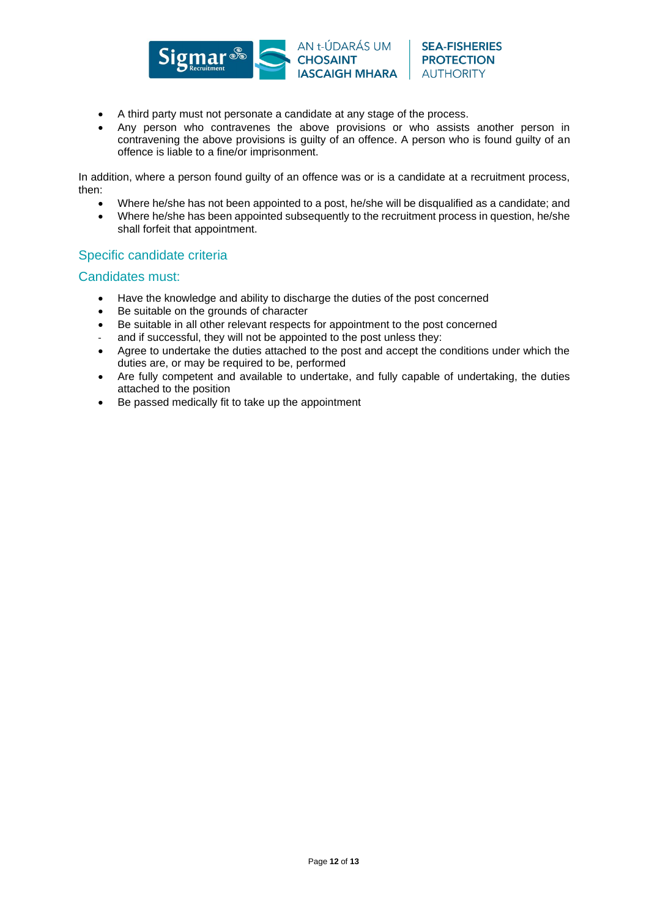- A third party must not personate a candidate at any stage of the process.
- Any person who contravenes the above provisions or who assists another person in contravening the above provisions is guilty of an offence. A person who is found guilty of an offence is liable to a fine/or imprisonment.

In addition, where a person found guilty of an offence was or is a candidate at a recruitment process, then:

- Where he/she has not been appointed to a post, he/she will be disqualified as a candidate; and
- Where he/she has been appointed subsequently to the recruitment process in question, he/she shall forfeit that appointment.

## Specific candidate criteria

## Candidates must:

- Have the knowledge and ability to discharge the duties of the post concerned
- Be suitable on the grounds of character
- Be suitable in all other relevant respects for appointment to the post concerned
- and if successful, they will not be appointed to the post unless they:
- Agree to undertake the duties attached to the post and accept the conditions under which the duties are, or may be required to be, performed
- Are fully competent and available to undertake, and fully capable of undertaking, the duties attached to the position
- Be passed medically fit to take up the appointment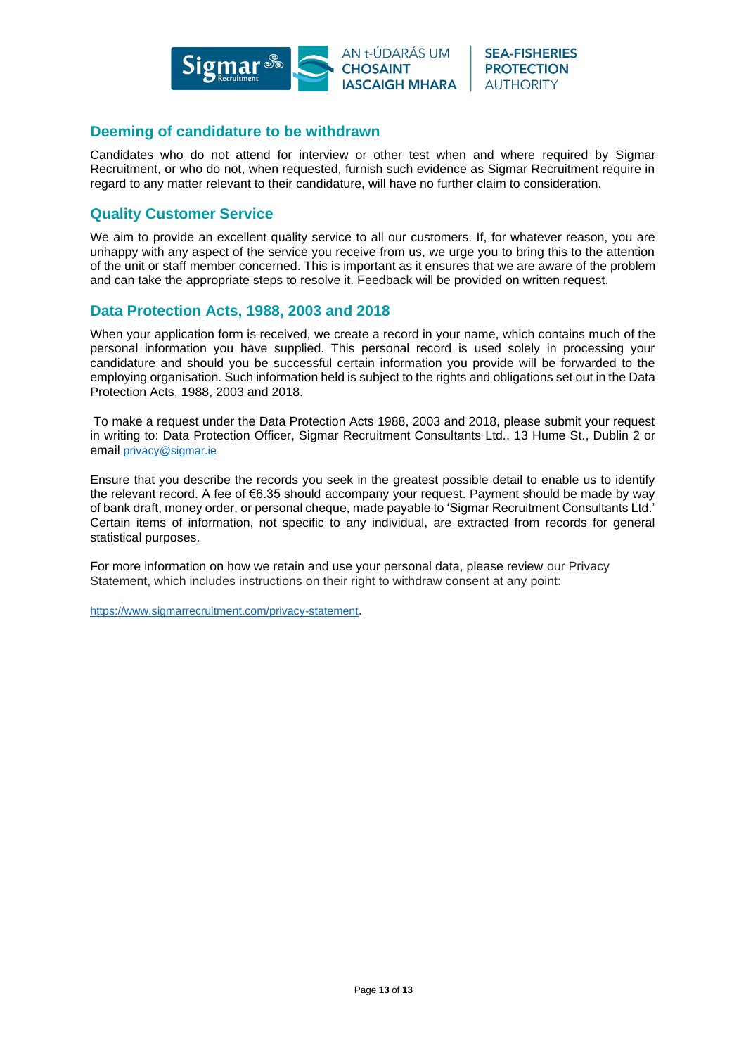## Deeming of candidature to be withdrawn

Candidates who do not attend for interview or other test when and where required by Sigmar Recruitment, or who do not, when requested, furnish such evidence as Sigmar Recruitment require in regard to any matter relevant to their candidature, will have no further claim to consideration.

## Quality Customer Service

We aim to provide an excellent quality service to all our customers. If, for whatever reason, you are unhappy with any aspect of the service you receive from us, we urge you to bring this to the attention of the unit or staff member concerned. This is important as it ensures that we are aware of the problem and can take the appropriate steps to resolve it. Feedback will be provided on written request.

## Data Protection Acts, 1988, 2003 and 2018

When your application form is received, we create a record in your name, which contains much of the personal information you have supplied. This personal record is used solely in processing your candidature and should you be successful certain information you provide will be forwarded to the employing organisation. Such information held is subject to the rights and obligations set out in the Data Protection Acts, 1988, 2003 and 2018.

To make a request under the Data Protection Acts 1988, 2003 and 2018, please submit your request in writing to: Data Protection Officer, Sigmar Recruitment Consultants Ltd., 13 Hume St., Dublin 2 or email privacy@sigmar.ie

Ensure that you describe the records you seek in the greatest possible detail to enable us to identify the relevant record. A fee of €6.35 should accompany your request. Payment should be made by way of bank draft, money order, or personal cheque, made payable to 'Sigmar Recruitment Consultants Ltd.' Certain items of information, not specific to any individual, are extracted from records for general statistical purposes.

For more information on how we retain and use your personal data, please review our Privacy Statement, which includes instructions on their right to withdraw consent at any point:

https://www.sigmarrecruitment.com/privacy-statement.